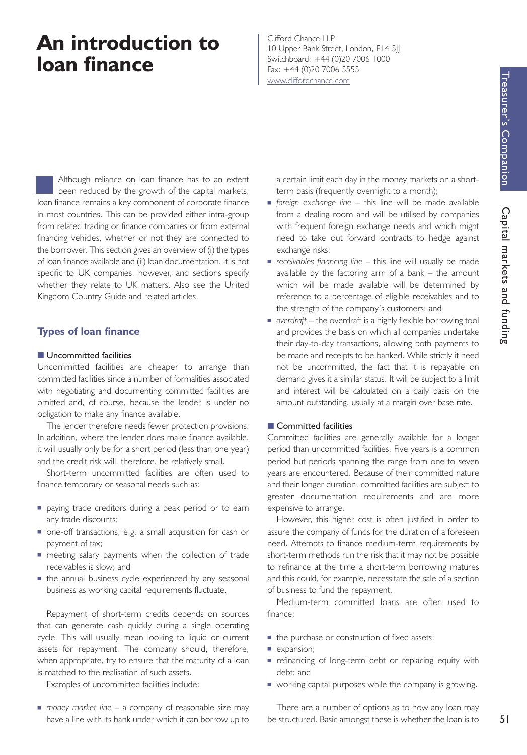# An introduction to loan finance

Clifford Chance LLP
10 Upper Bank Street, London, E14 5JJ
Switchboard: +44 (0)20 7006 1000
Fax: +44 (0)20 7006 5555
www.cliffordchance.com

Although reliance on loan finance has to an extent been reduced by the growth of the capital markets, loan finance remains a key component of corporate finance in most countries. This can be provided either intra-group from related trading or finance companies or from external financing vehicles, whether or not they are connected to the borrower. This section gives an overview of (i) the types of loan finance available and (ii) loan documentation. It is not specific to UK companies, however, and sections specify whether they relate to UK matters. Also see the United Kingdom Country Guide and related articles.

## Types of loan finance

### Uncommitted facilities

Uncommitted facilities are cheaper to arrange than committed facilities since a number of formalities associated with negotiating and documenting committed facilities are omitted and, of course, because the lender is under no obligation to make any finance available.

The lender therefore needs fewer protection provisions. In addition, where the lender does make finance available, it will usually only be for a short period (less than one year) and the credit risk will, therefore, be relatively small.

Short-term uncommitted facilities are often used to finance temporary or seasonal needs such as:

- paying trade creditors during a peak period or to earn any trade discounts;
- one-off transactions, e.g. a small acquisition for cash or payment of tax;
- meeting salary payments when the collection of trade receivables is slow; and
- the annual business cycle experienced by any seasonal business as working capital requirements fluctuate.

Repayment of short-term credits depends on sources that can generate cash quickly during a single operating cycle. This will usually mean looking to liquid or current assets for repayment. The company should, therefore, when appropriate, try to ensure that the maturity of a loan is matched to the realisation of such assets.

Examples of uncommitted facilities include:

- *money market line* – a company of reasonable size may have a line with its bank under which it can borrow up to a certain limit each day in the money markets on a short-term basis (frequently overnight to a month);
- *foreign exchange line* – this line will be made available from a dealing room and will be utilised by companies with frequent foreign exchange needs and which might need to take out forward contracts to hedge against exchange risks;
- *receivables financing line* – this line will usually be made available by the factoring arm of a bank – the amount which will be made available will be determined by reference to a percentage of eligible receivables and to the strength of the company's customers; and
- *overdraft* – the overdraft is a highly flexible borrowing tool and provides the basis on which all companies undertake their day-to-day transactions, allowing both payments to be made and receipts to be banked. While strictly it need not be uncommitted, the fact that it is repayable on demand gives it a similar status. It will be subject to a limit and interest will be calculated on a daily basis on the amount outstanding, usually at a margin over base rate.

### Committed facilities

Committed facilities are generally available for a longer period than uncommitted facilities. Five years is a common period but periods spanning the range from one to seven years are encountered. Because of their committed nature and their longer duration, committed facilities are subject to greater documentation requirements and are more expensive to arrange.

However, this higher cost is often justified in order to assure the company of funds for the duration of a foreseen need. Attempts to finance medium-term requirements by short-term methods run the risk that it may not be possible to refinance at the time a short-term borrowing matures and this could, for example, necessitate the sale of a section of business to fund the repayment.

Medium-term committed loans are often used to finance:

- the purchase or construction of fixed assets;
- expansion;
- refinancing of long-term debt or replacing equity with debt; and
- working capital purposes while the company is growing.

There are a number of options as to how any loan may be structured. Basic amongst these is whether the loan is to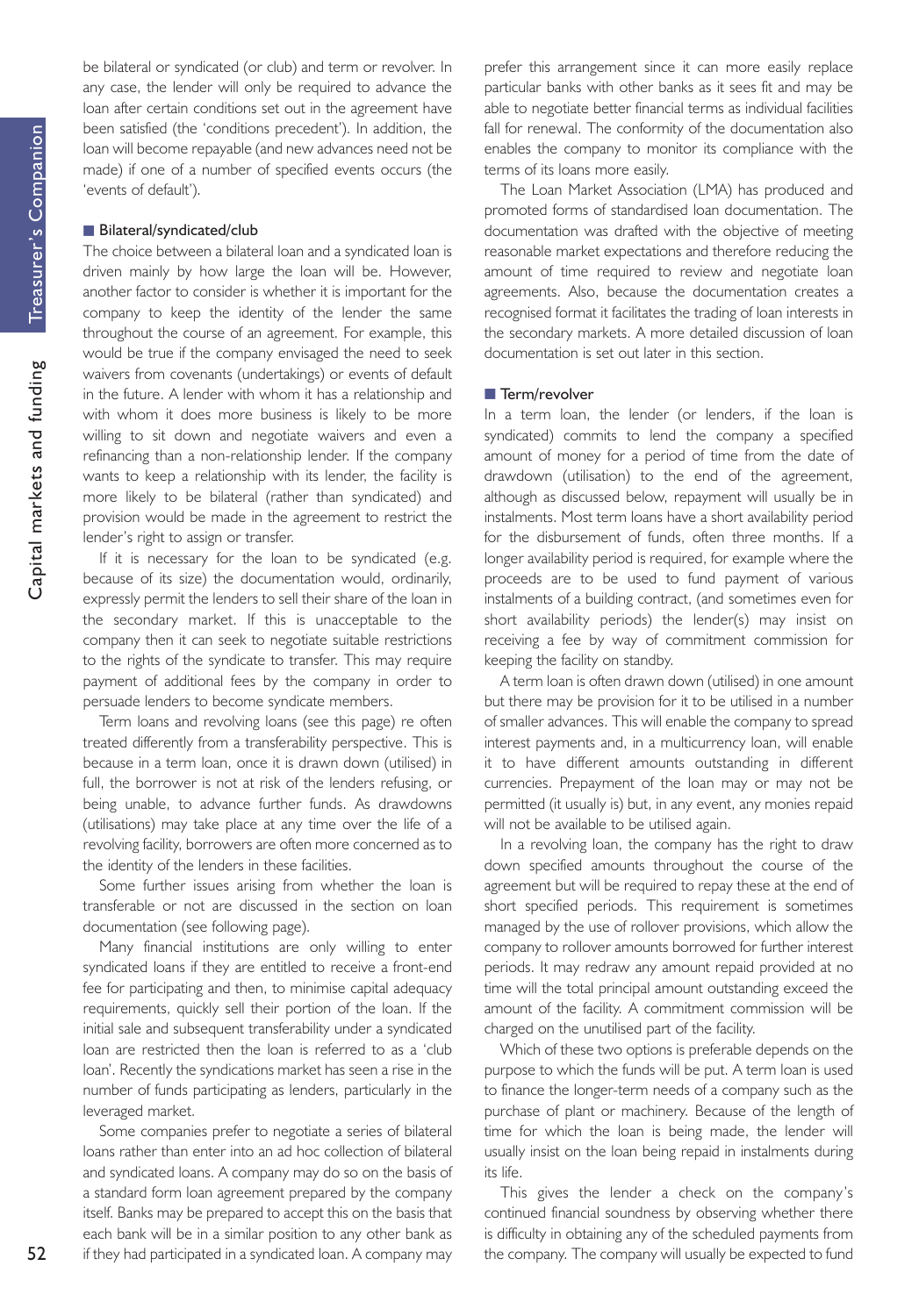be bilateral or syndicated (or club) and term or revolver. In any case, the lender will only be required to advance the loan after certain conditions set out in the agreement have been satisfied (the 'conditions precedent'). In addition, the loan will become repayable (and new advances need not be made) if one of a number of specified events occurs (the 'events of default').

## Bilateral/syndicated/club

The choice between a bilateral loan and a syndicated loan is driven mainly by how large the loan will be. However, another factor to consider is whether it is important for the company to keep the identity of the lender the same throughout the course of an agreement. For example, this would be true if the company envisaged the need to seek waivers from covenants (undertakings) or events of default in the future. A lender with whom it has a relationship and with whom it does more business is likely to be more willing to sit down and negotiate waivers and even a refinancing than a non-relationship lender. If the company wants to keep a relationship with its lender, the facility is more likely to be bilateral (rather than syndicated) and provision would be made in the agreement to restrict the lender's right to assign or transfer.

If it is necessary for the loan to be syndicated (e.g. because of its size) the documentation would, ordinarily, expressly permit the lenders to sell their share of the loan in the secondary market. If this is unacceptable to the company then it can seek to negotiate suitable restrictions to the rights of the syndicate to transfer. This may require payment of additional fees by the company in order to persuade lenders to become syndicate members.

Term loans and revolving loans (see this page) re often treated differently from a transferability perspective. This is because in a term loan, once it is drawn down (utilised) in full, the borrower is not at risk of the lenders refusing, or being unable, to advance further funds. As drawdowns (utilisations) may take place at any time over the life of a revolving facility, borrowers are often more concerned as to the identity of the lenders in these facilities.

Some further issues arising from whether the loan is transferable or not are discussed in the section on loan documentation (see following page).

Many financial institutions are only willing to enter syndicated loans if they are entitled to receive a front-end fee for participating and then, to minimise capital adequacy requirements, quickly sell their portion of the loan. If the initial sale and subsequent transferability under a syndicated loan are restricted then the loan is referred to as a 'club loan'. Recently the syndications market has seen a rise in the number of funds participating as lenders, particularly in the leveraged market.

Some companies prefer to negotiate a series of bilateral loans rather than enter into an ad hoc collection of bilateral and syndicated loans. A company may do so on the basis of a standard form loan agreement prepared by the company itself. Banks may be prepared to accept this on the basis that each bank will be in a similar position to any other bank as if they had participated in a syndicated loan. A company may prefer this arrangement since it can more easily replace particular banks with other banks as it sees fit and may be able to negotiate better financial terms as individual facilities fall for renewal. The conformity of the documentation also enables the company to monitor its compliance with the terms of its loans more easily.

The Loan Market Association (LMA) has produced and promoted forms of standardised loan documentation. The documentation was drafted with the objective of meeting reasonable market expectations and therefore reducing the amount of time required to review and negotiate loan agreements. Also, because the documentation creates a recognised format it facilitates the trading of loan interests in the secondary markets. A more detailed discussion of loan documentation is set out later in this section.

## Term/revolver

In a term loan, the lender (or lenders, if the loan is syndicated) commits to lend the company a specified amount of money for a period of time from the date of drawdown (utilisation) to the end of the agreement, although as discussed below, repayment will usually be in instalments. Most term loans have a short availability period for the disbursement of funds, often three months. If a longer availability period is required, for example where the proceeds are to be used to fund payment of various instalments of a building contract, (and sometimes even for short availability periods) the lender(s) may insist on receiving a fee by way of commitment commission for keeping the facility on standby.

A term loan is often drawn down (utilised) in one amount but there may be provision for it to be utilised in a number of smaller advances. This will enable the company to spread interest payments and, in a multicurrency loan, will enable it to have different amounts outstanding in different currencies. Prepayment of the loan may or may not be permitted (it usually is) but, in any event, any monies repaid will not be available to be utilised again.

In a revolving loan, the company has the right to draw down specified amounts throughout the course of the agreement but will be required to repay these at the end of short specified periods. This requirement is sometimes managed by the use of rollover provisions, which allow the company to rollover amounts borrowed for further interest periods. It may redraw any amount repaid provided at no time will the total principal amount outstanding exceed the amount of the facility. A commitment commission will be charged on the unutilised part of the facility.

Which of these two options is preferable depends on the purpose to which the funds will be put. A term loan is used to finance the longer-term needs of a company such as the purchase of plant or machinery. Because of the length of time for which the loan is being made, the lender will usually insist on the loan being repaid in instalments during its life.

This gives the lender a check on the company's continued financial soundness by observing whether there is difficulty in obtaining any of the scheduled payments from the company. The company will usually be expected to fund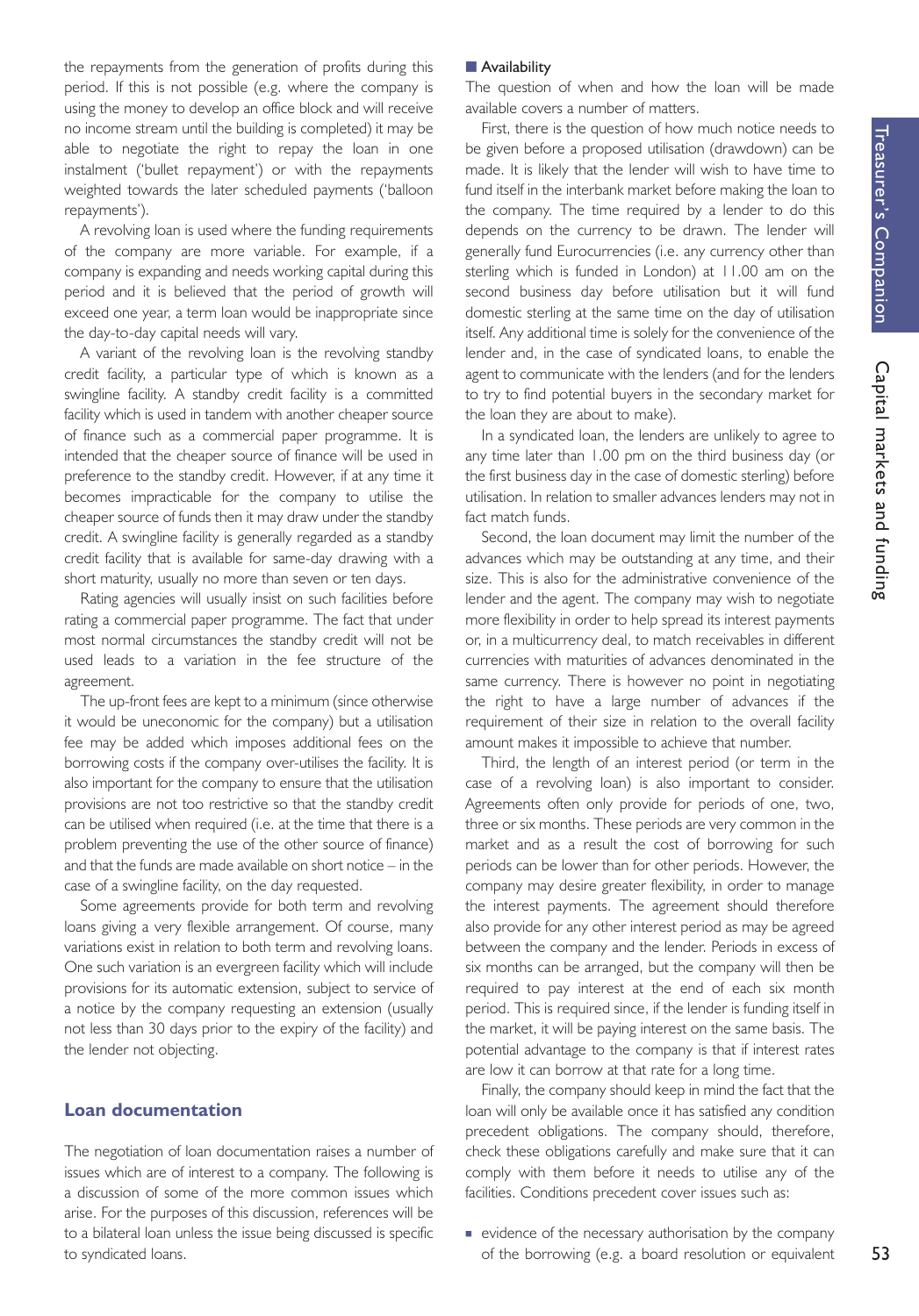the repayments from the generation of profits during this period. If this is not possible (e.g. where the company is using the money to develop an office block and will receive no income stream until the building is completed) it may be able to negotiate the right to repay the loan in one instalment ('bullet repayment') or with the repayments weighted towards the later scheduled payments ('balloon repayments').

A revolving loan is used where the funding requirements of the company are more variable. For example, if a company is expanding and needs working capital during this period and it is believed that the period of growth will exceed one year, a term loan would be inappropriate since the day-to-day capital needs will vary.

A variant of the revolving loan is the revolving standby credit facility, a particular type of which is known as a swingline facility. A standby credit facility is a committed facility which is used in tandem with another cheaper source of finance such as a commercial paper programme. It is intended that the cheaper source of finance will be used in preference to the standby credit. However, if at any time it becomes impracticable for the company to utilise the cheaper source of funds then it may draw under the standby credit. A swingline facility is generally regarded as a standby credit facility that is available for same-day drawing with a short maturity, usually no more than seven or ten days.

Rating agencies will usually insist on such facilities before rating a commercial paper programme. The fact that under most normal circumstances the standby credit will not be used leads to a variation in the fee structure of the agreement.

The up-front fees are kept to a minimum (since otherwise it would be uneconomic for the company) but a utilisation fee may be added which imposes additional fees on the borrowing costs if the company over-utilises the facility. It is also important for the company to ensure that the utilisation provisions are not too restrictive so that the standby credit can be utilised when required (i.e. at the time that there is a problem preventing the use of the other source of finance) and that the funds are made available on short notice – in the case of a swingline facility, on the day requested.

Some agreements provide for both term and revolving loans giving a very flexible arrangement. Of course, many variations exist in relation to both term and revolving loans. One such variation is an evergreen facility which will include provisions for its automatic extension, subject to service of a notice by the company requesting an extension (usually not less than 30 days prior to the expiry of the facility) and the lender not objecting.

## Loan documentation

The negotiation of loan documentation raises a number of issues which are of interest to a company. The following is a discussion of some of the more common issues which arise. For the purposes of this discussion, references will be to a bilateral loan unless the issue being discussed is specific to syndicated loans.

### Availability

The question of when and how the loan will be made available covers a number of matters.

First, there is the question of how much notice needs to be given before a proposed utilisation (drawdown) can be made. It is likely that the lender will wish to have time to fund itself in the interbank market before making the loan to the company. The time required by a lender to do this depends on the currency to be drawn. The lender will generally fund Eurocurrencies (i.e. any currency other than sterling which is funded in London) at 11.00 am on the second business day before utilisation but it will fund domestic sterling at the same time on the day of utilisation itself. Any additional time is solely for the convenience of the lender and, in the case of syndicated loans, to enable the agent to communicate with the lenders (and for the lenders to try to find potential buyers in the secondary market for the loan they are about to make).

In a syndicated loan, the lenders are unlikely to agree to any time later than 1.00 pm on the third business day (or the first business day in the case of domestic sterling) before utilisation. In relation to smaller advances lenders may not in fact match funds.

Second, the loan document may limit the number of the advances which may be outstanding at any time, and their size. This is also for the administrative convenience of the lender and the agent. The company may wish to negotiate more flexibility in order to help spread its interest payments or, in a multicurrency deal, to match receivables in different currencies with maturities of advances denominated in the same currency. There is however no point in negotiating the right to have a large number of advances if the requirement of their size in relation to the overall facility amount makes it impossible to achieve that number.

Third, the length of an interest period (or term in the case of a revolving loan) is also important to consider. Agreements often only provide for periods of one, two, three or six months. These periods are very common in the market and as a result the cost of borrowing for such periods can be lower than for other periods. However, the company may desire greater flexibility, in order to manage the interest payments. The agreement should therefore also provide for any other interest period as may be agreed between the company and the lender. Periods in excess of six months can be arranged, but the company will then be required to pay interest at the end of each six month period. This is required since, if the lender is funding itself in the market, it will be paying interest on the same basis. The potential advantage to the company is that if interest rates are low it can borrow at that rate for a long time.

Finally, the company should keep in mind the fact that the loan will only be available once it has satisfied any condition precedent obligations. The company should, therefore, check these obligations carefully and make sure that it can comply with them before it needs to utilise any of the facilities. Conditions precedent cover issues such as:

- evidence of the necessary authorisation by the company of the borrowing (e.g. a board resolution or equivalent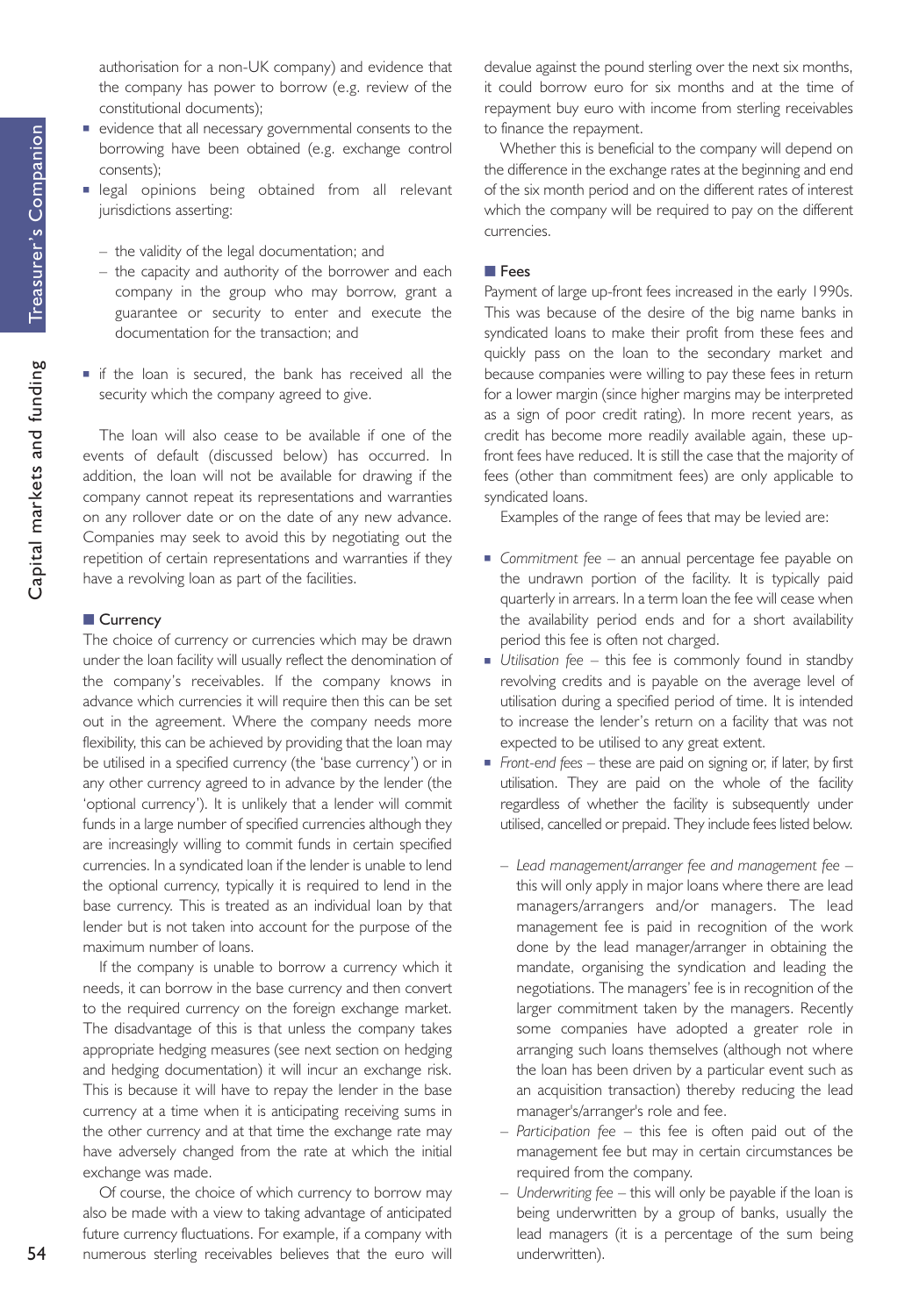authorisation for a non-UK company) and evidence that the company has power to borrow (e.g. review of the constitutional documents);

- evidence that all necessary governmental consents to the borrowing have been obtained (e.g. exchange control consents);
- legal opinions being obtained from all relevant jurisdictions asserting:
  - the validity of the legal documentation; and
  - the capacity and authority of the borrower and each company in the group who may borrow, grant a guarantee or security to enter and execute the documentation for the transaction; and
- if the loan is secured, the bank has received all the security which the company agreed to give.

The loan will also cease to be available if one of the events of default (discussed below) has occurred. In addition, the loan will not be available for drawing if the company cannot repeat its representations and warranties on any rollover date or on the date of any new advance. Companies may seek to avoid this by negotiating out the repetition of certain representations and warranties if they have a revolving loan as part of the facilities.

### Currency

The choice of currency or currencies which may be drawn under the loan facility will usually reflect the denomination of the company's receivables. If the company knows in advance which currencies it will require then this can be set out in the agreement. Where the company needs more flexibility, this can be achieved by providing that the loan may be utilised in a specified currency (the 'base currency') or in any other currency agreed to in advance by the lender (the 'optional currency'). It is unlikely that a lender will commit funds in a large number of specified currencies although they are increasingly willing to commit funds in certain specified currencies. In a syndicated loan if the lender is unable to lend the optional currency, typically it is required to lend in the base currency. This is treated as an individual loan by that lender but is not taken into account for the purpose of the maximum number of loans.

If the company is unable to borrow a currency which it needs, it can borrow in the base currency and then convert to the required currency on the foreign exchange market. The disadvantage of this is that unless the company takes appropriate hedging measures (see next section on hedging and hedging documentation) it will incur an exchange risk. This is because it will have to repay the lender in the base currency at a time when it is anticipating receiving sums in the other currency and at that time the exchange rate may have adversely changed from the rate at which the initial exchange was made.

Of course, the choice of which currency to borrow may also be made with a view to taking advantage of anticipated future currency fluctuations. For example, if a company with numerous sterling receivables believes that the euro will devalue against the pound sterling over the next six months, it could borrow euro for six months and at the time of repayment buy euro with income from sterling receivables to finance the repayment.

Whether this is beneficial to the company will depend on the difference in the exchange rates at the beginning and end of the six month period and on the different rates of interest which the company will be required to pay on the different currencies.

### Fees

Payment of large up-front fees increased in the early 1990s. This was because of the desire of the big name banks in syndicated loans to make their profit from these fees and quickly pass on the loan to the secondary market and because companies were willing to pay these fees in return for a lower margin (since higher margins may be interpreted as a sign of poor credit rating). In more recent years, as credit has become more readily available again, these up-front fees have reduced. It is still the case that the majority of fees (other than commitment fees) are only applicable to syndicated loans.

Examples of the range of fees that may be levied are:

- *Commitment fee* – an annual percentage fee payable on the undrawn portion of the facility. It is typically paid quarterly in arrears. In a term loan the fee will cease when the availability period ends and for a short availability period this fee is often not charged.
- *Utilisation fee* – this fee is commonly found in standby revolving credits and is payable on the average level of utilisation during a specified period of time. It is intended to increase the lender's return on a facility that was not expected to be utilised to any great extent.
- *Front-end fees* – these are paid on signing or, if later, by first utilisation. They are paid on the whole of the facility regardless of whether the facility is subsequently under utilised, cancelled or prepaid. They include fees listed below.
  - *Lead management/arranger fee and management fee* – this will only apply in major loans where there are lead managers/arrangers and/or managers. The lead management fee is paid in recognition of the work done by the lead manager/arranger in obtaining the mandate, organising the syndication and leading the negotiations. The managers' fee is in recognition of the larger commitment taken by the managers. Recently some companies have adopted a greater role in arranging such loans themselves (although not where the loan has been driven by a particular event such as an acquisition transaction) thereby reducing the lead manager's/arranger's role and fee.
  - *Participation fee* – this fee is often paid out of the management fee but may in certain circumstances be required from the company.
  - *Underwriting fee* – this will only be payable if the loan is being underwritten by a group of banks, usually the lead managers (it is a percentage of the sum being underwritten).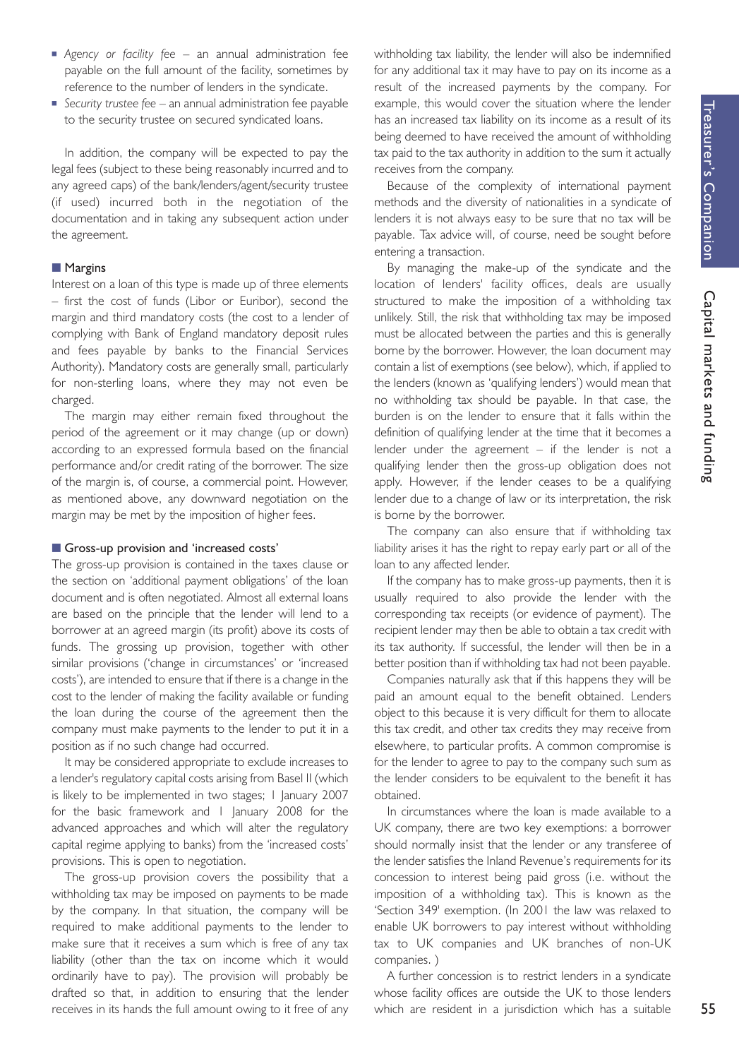- *Agency or facility fee* – an annual administration fee payable on the full amount of the facility, sometimes by reference to the number of lenders in the syndicate.
- *Security trustee fee* – an annual administration fee payable to the security trustee on secured syndicated loans.

In addition, the company will be expected to pay the legal fees (subject to these being reasonably incurred and to any agreed caps) of the bank/lenders/agent/security trustee (if used) incurred both in the negotiation of the documentation and in taking any subsequent action under the agreement.

### Margins

Interest on a loan of this type is made up of three elements – first the cost of funds (Libor or Euribor), second the margin and third mandatory costs (the cost to a lender of complying with Bank of England mandatory deposit rules and fees payable by banks to the Financial Services Authority). Mandatory costs are generally small, particularly for non-sterling loans, where they may not even be charged.

The margin may either remain fixed throughout the period of the agreement or it may change (up or down) according to an expressed formula based on the financial performance and/or credit rating of the borrower. The size of the margin is, of course, a commercial point. However, as mentioned above, any downward negotiation on the margin may be met by the imposition of higher fees.

### Gross-up provision and 'increased costs'

The gross-up provision is contained in the taxes clause or the section on 'additional payment obligations' of the loan document and is often negotiated. Almost all external loans are based on the principle that the lender will lend to a borrower at an agreed margin (its profit) above its costs of funds. The grossing up provision, together with other similar provisions ('change in circumstances' or 'increased costs'), are intended to ensure that if there is a change in the cost to the lender of making the facility available or funding the loan during the course of the agreement then the company must make payments to the lender to put it in a position as if no such change had occurred.

It may be considered appropriate to exclude increases to a lender's regulatory capital costs arising from Basel II (which is likely to be implemented in two stages; 1 January 2007 for the basic framework and 1 January 2008 for the advanced approaches and which will alter the regulatory capital regime applying to banks) from the 'increased costs' provisions. This is open to negotiation.

The gross-up provision covers the possibility that a withholding tax may be imposed on payments to be made by the company. In that situation, the company will be required to make additional payments to the lender to make sure that it receives a sum which is free of any tax liability (other than the tax on income which it would ordinarily have to pay). The provision will probably be drafted so that, in addition to ensuring that the lender receives in its hands the full amount owing to it free of any withholding tax liability, the lender will also be indemnified for any additional tax it may have to pay on its income as a result of the increased payments by the company. For example, this would cover the situation where the lender has an increased tax liability on its income as a result of its being deemed to have received the amount of withholding tax paid to the tax authority in addition to the sum it actually receives from the company.

Because of the complexity of international payment methods and the diversity of nationalities in a syndicate of lenders it is not always easy to be sure that no tax will be payable. Tax advice will, of course, need be sought before entering a transaction.

By managing the make-up of the syndicate and the location of lenders' facility offices, deals are usually structured to make the imposition of a withholding tax unlikely. Still, the risk that withholding tax may be imposed must be allocated between the parties and this is generally borne by the borrower. However, the loan document may contain a list of exemptions (see below), which, if applied to the lenders (known as 'qualifying lenders') would mean that no withholding tax should be payable. In that case, the burden is on the lender to ensure that it falls within the definition of qualifying lender at the time that it becomes a lender under the agreement – if the lender is not a qualifying lender then the gross-up obligation does not apply. However, if the lender ceases to be a qualifying lender due to a change of law or its interpretation, the risk is borne by the borrower.

The company can also ensure that if withholding tax liability arises it has the right to repay early part or all of the loan to any affected lender.

If the company has to make gross-up payments, then it is usually required to also provide the lender with the corresponding tax receipts (or evidence of payment). The recipient lender may then be able to obtain a tax credit with its tax authority. If successful, the lender will then be in a better position than if withholding tax had not been payable.

Companies naturally ask that if this happens they will be paid an amount equal to the benefit obtained. Lenders object to this because it is very difficult for them to allocate this tax credit, and other tax credits they may receive from elsewhere, to particular profits. A common compromise is for the lender to agree to pay to the company such sum as the lender considers to be equivalent to the benefit it has obtained.

In circumstances where the loan is made available to a UK company, there are two key exemptions: a borrower should normally insist that the lender or any transferee of the lender satisfies the Inland Revenue's requirements for its concession to interest being paid gross (i.e. without the imposition of a withholding tax). This is known as the 'Section 349' exemption. (In 2001 the law was relaxed to enable UK borrowers to pay interest without withholding tax to UK companies and UK branches of non-UK companies. )

A further concession is to restrict lenders in a syndicate whose facility offices are outside the UK to those lenders which are resident in a jurisdiction which has a suitable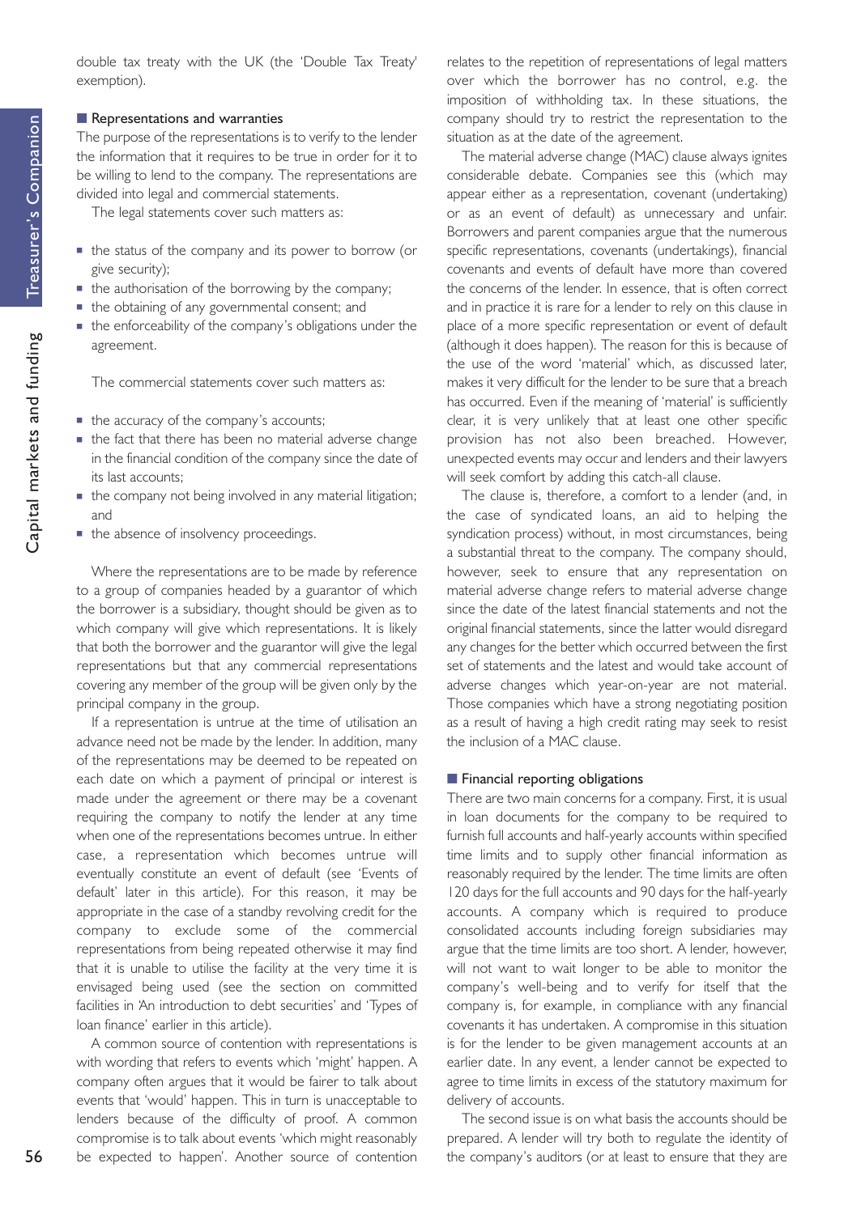double tax treaty with the UK (the 'Double Tax Treaty' exemption).

## Representations and warranties

The purpose of the representations is to verify to the lender the information that it requires to be true in order for it to be willing to lend to the company. The representations are divided into legal and commercial statements.

The legal statements cover such matters as:

- the status of the company and its power to borrow (or give security);
- the authorisation of the borrowing by the company;
- the obtaining of any governmental consent; and
- the enforceability of the company's obligations under the agreement.

The commercial statements cover such matters as:

- the accuracy of the company's accounts;
- the fact that there has been no material adverse change in the financial condition of the company since the date of its last accounts;
- the company not being involved in any material litigation; and
- the absence of insolvency proceedings.

Where the representations are to be made by reference to a group of companies headed by a guarantor of which the borrower is a subsidiary, thought should be given as to which company will give which representations. It is likely that both the borrower and the guarantor will give the legal representations but that any commercial representations covering any member of the group will be given only by the principal company in the group.

If a representation is untrue at the time of utilisation an advance need not be made by the lender. In addition, many of the representations may be deemed to be repeated on each date on which a payment of principal or interest is made under the agreement or there may be a covenant requiring the company to notify the lender at any time when one of the representations becomes untrue. In either case, a representation which becomes untrue will eventually constitute an event of default (see 'Events of default' later in this article). For this reason, it may be appropriate in the case of a standby revolving credit for the company to exclude some of the commercial representations from being repeated otherwise it may find that it is unable to utilise the facility at the very time it is envisaged being used (see the section on committed facilities in 'An introduction to debt securities' and 'Types of loan finance' earlier in this article).

A common source of contention with representations is with wording that refers to events which 'might' happen. A company often argues that it would be fairer to talk about events that 'would' happen. This in turn is unacceptable to lenders because of the difficulty of proof. A common compromise is to talk about events 'which might reasonably be expected to happen'. Another source of contention relates to the repetition of representations of legal matters over which the borrower has no control, e.g. the imposition of withholding tax. In these situations, the company should try to restrict the representation to the situation as at the date of the agreement.

The material adverse change (MAC) clause always ignites considerable debate. Companies see this (which may appear either as a representation, covenant (undertaking) or as an event of default) as unnecessary and unfair. Borrowers and parent companies argue that the numerous specific representations, covenants (undertakings), financial covenants and events of default have more than covered the concerns of the lender. In essence, that is often correct and in practice it is rare for a lender to rely on this clause in place of a more specific representation or event of default (although it does happen). The reason for this is because of the use of the word 'material' which, as discussed later, makes it very difficult for the lender to be sure that a breach has occurred. Even if the meaning of 'material' is sufficiently clear, it is very unlikely that at least one other specific provision has not also been breached. However, unexpected events may occur and lenders and their lawyers will seek comfort by adding this catch-all clause.

The clause is, therefore, a comfort to a lender (and, in the case of syndicated loans, an aid to helping the syndication process) without, in most circumstances, being a substantial threat to the company. The company should, however, seek to ensure that any representation on material adverse change refers to material adverse change since the date of the latest financial statements and not the original financial statements, since the latter would disregard any changes for the better which occurred between the first set of statements and the latest and would take account of adverse changes which year-on-year are not material. Those companies which have a strong negotiating position as a result of having a high credit rating may seek to resist the inclusion of a MAC clause.

## Financial reporting obligations

There are two main concerns for a company. First, it is usual in loan documents for the company to be required to furnish full accounts and half-yearly accounts within specified time limits and to supply other financial information as reasonably required by the lender. The time limits are often 120 days for the full accounts and 90 days for the half-yearly accounts. A company which is required to produce consolidated accounts including foreign subsidiaries may argue that the time limits are too short. A lender, however, will not want to wait longer to be able to monitor the company's well-being and to verify for itself that the company is, for example, in compliance with any financial covenants it has undertaken. A compromise in this situation is for the lender to be given management accounts at an earlier date. In any event, a lender cannot be expected to agree to time limits in excess of the statutory maximum for delivery of accounts.

The second issue is on what basis the accounts should be prepared. A lender will try both to regulate the identity of the company's auditors (or at least to ensure that they are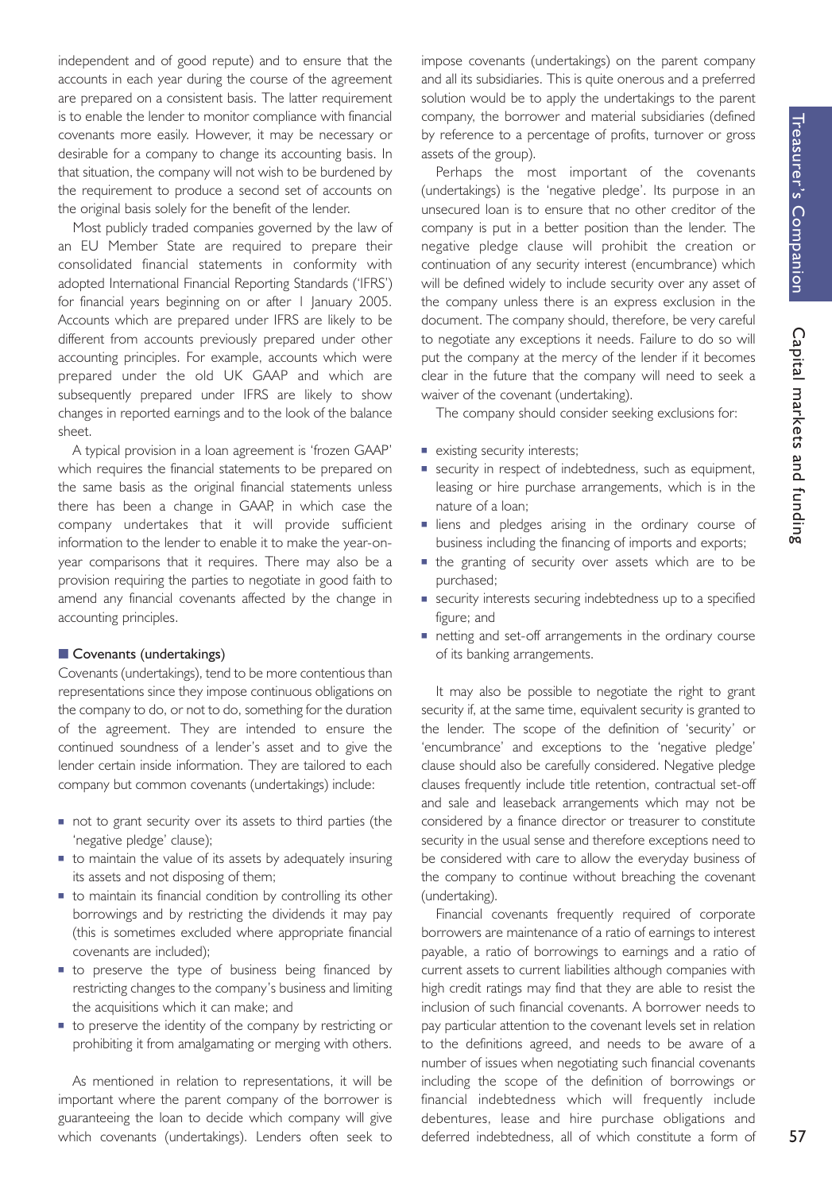independent and of good repute) and to ensure that the accounts in each year during the course of the agreement are prepared on a consistent basis. The latter requirement is to enable the lender to monitor compliance with financial covenants more easily. However, it may be necessary or desirable for a company to change its accounting basis. In that situation, the company will not wish to be burdened by the requirement to produce a second set of accounts on the original basis solely for the benefit of the lender.

Most publicly traded companies governed by the law of an EU Member State are required to prepare their consolidated financial statements in conformity with adopted International Financial Reporting Standards ('IFRS') for financial years beginning on or after 1 January 2005. Accounts which are prepared under IFRS are likely to be different from accounts previously prepared under other accounting principles. For example, accounts which were prepared under the old UK GAAP and which are subsequently prepared under IFRS are likely to show changes in reported earnings and to the look of the balance sheet.

A typical provision in a loan agreement is 'frozen GAAP' which requires the financial statements to be prepared on the same basis as the original financial statements unless there has been a change in GAAP, in which case the company undertakes that it will provide sufficient information to the lender to enable it to make the year-on-year comparisons that it requires. There may also be a provision requiring the parties to negotiate in good faith to amend any financial covenants affected by the change in accounting principles.

### Covenants (undertakings)

Covenants (undertakings), tend to be more contentious than representations since they impose continuous obligations on the company to do, or not to do, something for the duration of the agreement. They are intended to ensure the continued soundness of a lender's asset and to give the lender certain inside information. They are tailored to each company but common covenants (undertakings) include:

- not to grant security over its assets to third parties (the 'negative pledge' clause);
- to maintain the value of its assets by adequately insuring its assets and not disposing of them;
- to maintain its financial condition by controlling its other borrowings and by restricting the dividends it may pay (this is sometimes excluded where appropriate financial covenants are included);
- to preserve the type of business being financed by restricting changes to the company's business and limiting the acquisitions which it can make; and
- to preserve the identity of the company by restricting or prohibiting it from amalgamating or merging with others.

As mentioned in relation to representations, it will be important where the parent company of the borrower is guaranteeing the loan to decide which company will give which covenants (undertakings). Lenders often seek to impose covenants (undertakings) on the parent company and all its subsidiaries. This is quite onerous and a preferred solution would be to apply the undertakings to the parent company, the borrower and material subsidiaries (defined by reference to a percentage of profits, turnover or gross assets of the group).

Perhaps the most important of the covenants (undertakings) is the 'negative pledge'. Its purpose in an unsecured loan is to ensure that no other creditor of the company is put in a better position than the lender. The negative pledge clause will prohibit the creation or continuation of any security interest (encumbrance) which will be defined widely to include security over any asset of the company unless there is an express exclusion in the document. The company should, therefore, be very careful to negotiate any exceptions it needs. Failure to do so will put the company at the mercy of the lender if it becomes clear in the future that the company will need to seek a waiver of the covenant (undertaking).

The company should consider seeking exclusions for:

- existing security interests;
- security in respect of indebtedness, such as equipment, leasing or hire purchase arrangements, which is in the nature of a loan;
- liens and pledges arising in the ordinary course of business including the financing of imports and exports;
- the granting of security over assets which are to be purchased;
- security interests securing indebtedness up to a specified figure; and
- netting and set-off arrangements in the ordinary course of its banking arrangements.

It may also be possible to negotiate the right to grant security if, at the same time, equivalent security is granted to the lender. The scope of the definition of 'security' or 'encumbrance' and exceptions to the 'negative pledge' clause should also be carefully considered. Negative pledge clauses frequently include title retention, contractual set-off and sale and leaseback arrangements which may not be considered by a finance director or treasurer to constitute security in the usual sense and therefore exceptions need to be considered with care to allow the everyday business of the company to continue without breaching the covenant (undertaking).

Financial covenants frequently required of corporate borrowers are maintenance of a ratio of earnings to interest payable, a ratio of borrowings to earnings and a ratio of current assets to current liabilities although companies with high credit ratings may find that they are able to resist the inclusion of such financial covenants. A borrower needs to pay particular attention to the covenant levels set in relation to the definitions agreed, and needs to be aware of a number of issues when negotiating such financial covenants including the scope of the definition of borrowings or financial indebtedness which will frequently include debentures, lease and hire purchase obligations and deferred indebtedness, all of which constitute a form of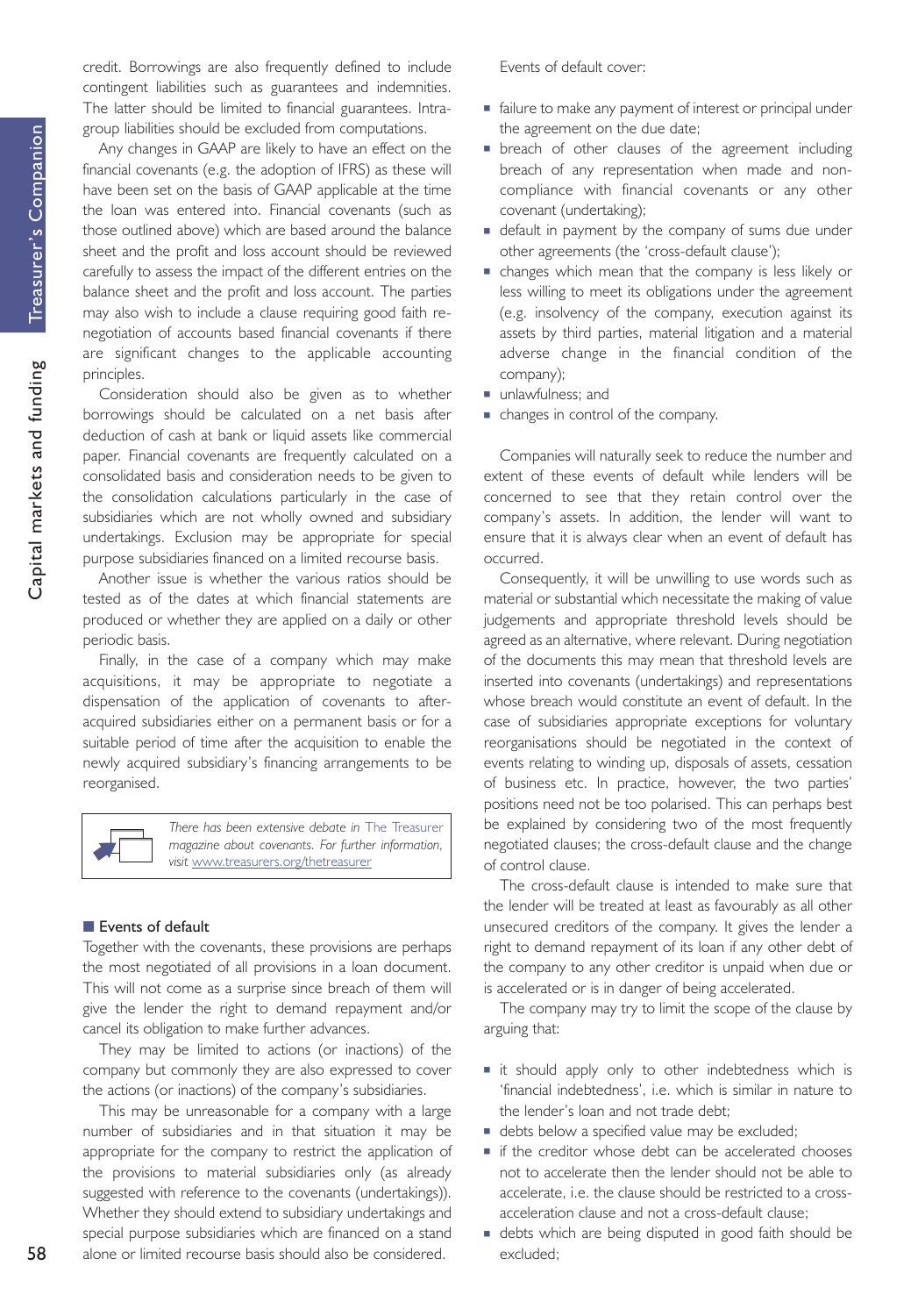credit. Borrowings are also frequently defined to include contingent liabilities such as guarantees and indemnities. The latter should be limited to financial guarantees. Intra-group liabilities should be excluded from computations.

Any changes in GAAP are likely to have an effect on the financial covenants (e.g. the adoption of IFRS) as these will have been set on the basis of GAAP applicable at the time the loan was entered into. Financial covenants (such as those outlined above) which are based around the balance sheet and the profit and loss account should be reviewed carefully to assess the impact of the different entries on the balance sheet and the profit and loss account. The parties may also wish to include a clause requiring good faith re-negotiation of accounts based financial covenants if there are significant changes to the applicable accounting principles.

Consideration should also be given as to whether borrowings should be calculated on a net basis after deduction of cash at bank or liquid assets like commercial paper. Financial covenants are frequently calculated on a consolidated basis and consideration needs to be given to the consolidation calculations particularly in the case of subsidiaries which are not wholly owned and subsidiary undertakings. Exclusion may be appropriate for special purpose subsidiaries financed on a limited recourse basis.

Another issue is whether the various ratios should be tested as of the dates at which financial statements are produced or whether they are applied on a daily or other periodic basis.

Finally, in the case of a company which may make acquisitions, it may be appropriate to negotiate a dispensation of the application of covenants to after-acquired subsidiaries either on a permanent basis or for a suitable period of time after the acquisition to enable the newly acquired subsidiary's financing arrangements to be reorganised.

*There has been extensive debate in The Treasurer magazine about covenants. For further information, visit www.treasurers.org/thetreasurer*

### Events of default

Together with the covenants, these provisions are perhaps the most negotiated of all provisions in a loan document. This will not come as a surprise since breach of them will give the lender the right to demand repayment and/or cancel its obligation to make further advances.

They may be limited to actions (or inactions) of the company but commonly they are also expressed to cover the actions (or inactions) of the company's subsidiaries.

This may be unreasonable for a company with a large number of subsidiaries and in that situation it may be appropriate for the company to restrict the application of the provisions to material subsidiaries only (as already suggested with reference to the covenants (undertakings)). Whether they should extend to subsidiary undertakings and special purpose subsidiaries which are financed on a stand alone or limited recourse basis should also be considered.

Events of default cover:

- failure to make any payment of interest or principal under the agreement on the due date;
- breach of other clauses of the agreement including breach of any representation when made and non-compliance with financial covenants or any other covenant (undertaking);
- default in payment by the company of sums due under other agreements (the 'cross-default clause');
- changes which mean that the company is less likely or less willing to meet its obligations under the agreement (e.g. insolvency of the company, execution against its assets by third parties, material litigation and a material adverse change in the financial condition of the company);
- unlawfulness; and
- changes in control of the company.

Companies will naturally seek to reduce the number and extent of these events of default while lenders will be concerned to see that they retain control over the company's assets. In addition, the lender will want to ensure that it is always clear when an event of default has occurred.

Consequently, it will be unwilling to use words such as material or substantial which necessitate the making of value judgements and appropriate threshold levels should be agreed as an alternative, where relevant. During negotiation of the documents this may mean that threshold levels are inserted into covenants (undertakings) and representations whose breach would constitute an event of default. In the case of subsidiaries appropriate exceptions for voluntary reorganisations should be negotiated in the context of events relating to winding up, disposals of assets, cessation of business etc. In practice, however, the two parties' positions need not be too polarised. This can perhaps best be explained by considering two of the most frequently negotiated clauses; the cross-default clause and the change of control clause.

The cross-default clause is intended to make sure that the lender will be treated at least as favourably as all other unsecured creditors of the company. It gives the lender a right to demand repayment of its loan if any other debt of the company to any other creditor is unpaid when due or is accelerated or is in danger of being accelerated.

The company may try to limit the scope of the clause by arguing that:

- it should apply only to other indebtedness which is 'financial indebtedness', i.e. which is similar in nature to the lender's loan and not trade debt;
- debts below a specified value may be excluded;
- if the creditor whose debt can be accelerated chooses not to accelerate then the lender should not be able to accelerate, i.e. the clause should be restricted to a cross-acceleration clause and not a cross-default clause;
- debts which are being disputed in good faith should be excluded;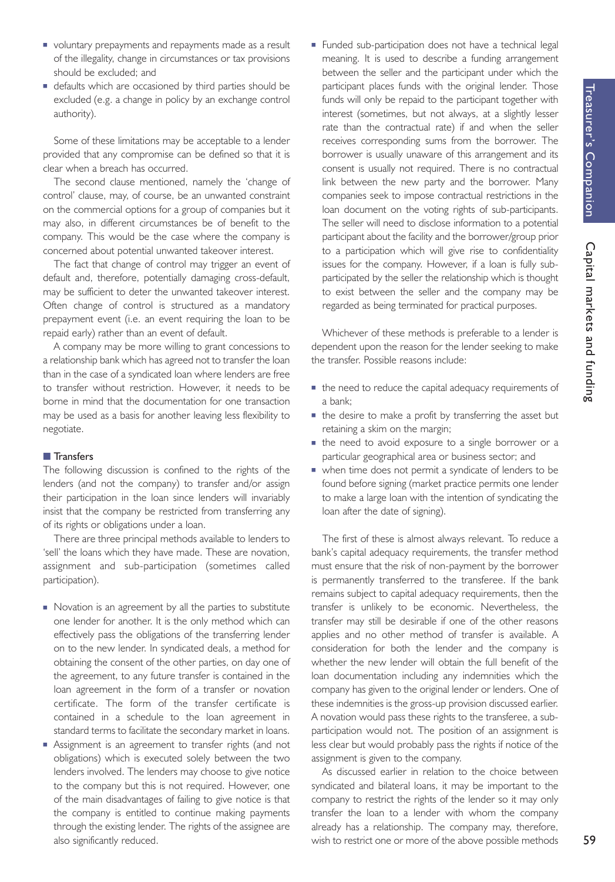- voluntary prepayments and repayments made as a result of the illegality, change in circumstances or tax provisions should be excluded; and
- defaults which are occasioned by third parties should be excluded (e.g. a change in policy by an exchange control authority).

Some of these limitations may be acceptable to a lender provided that any compromise can be defined so that it is clear when a breach has occurred.

The second clause mentioned, namely the 'change of control' clause, may, of course, be an unwanted constraint on the commercial options for a group of companies but it may also, in different circumstances be of benefit to the company. This would be the case where the company is concerned about potential unwanted takeover interest.

The fact that change of control may trigger an event of default and, therefore, potentially damaging cross-default, may be sufficient to deter the unwanted takeover interest. Often change of control is structured as a mandatory prepayment event (i.e. an event requiring the loan to be repaid early) rather than an event of default.

A company may be more willing to grant concessions to a relationship bank which has agreed not to transfer the loan than in the case of a syndicated loan where lenders are free to transfer without restriction. However, it needs to be borne in mind that the documentation for one transaction may be used as a basis for another leaving less flexibility to negotiate.

## Transfers

The following discussion is confined to the rights of the lenders (and not the company) to transfer and/or assign their participation in the loan since lenders will invariably insist that the company be restricted from transferring any of its rights or obligations under a loan.

There are three principal methods available to lenders to 'sell' the loans which they have made. These are novation, assignment and sub-participation (sometimes called participation).

- Novation is an agreement by all the parties to substitute one lender for another. It is the only method which can effectively pass the obligations of the transferring lender on to the new lender. In syndicated deals, a method for obtaining the consent of the other parties, on day one of the agreement, to any future transfer is contained in the loan agreement in the form of a transfer or novation certificate. The form of the transfer certificate is contained in a schedule to the loan agreement in standard terms to facilitate the secondary market in loans.
- Assignment is an agreement to transfer rights (and not obligations) which is executed solely between the two lenders involved. The lenders may choose to give notice to the company but this is not required. However, one of the main disadvantages of failing to give notice is that the company is entitled to continue making payments through the existing lender. The rights of the assignee are also significantly reduced.
- Funded sub-participation does not have a technical legal meaning. It is used to describe a funding arrangement between the seller and the participant under which the participant places funds with the original lender. Those funds will only be repaid to the participant together with interest (sometimes, but not always, at a slightly lesser rate than the contractual rate) if and when the seller receives corresponding sums from the borrower. The borrower is usually unaware of this arrangement and its consent is usually not required. There is no contractual link between the new party and the borrower. Many companies seek to impose contractual restrictions in the loan document on the voting rights of sub-participants. The seller will need to disclose information to a potential participant about the facility and the borrower/group prior to a participation which will give rise to confidentiality issues for the company. However, if a loan is fully sub-participated by the seller the relationship which is thought to exist between the seller and the company may be regarded as being terminated for practical purposes.

Whichever of these methods is preferable to a lender is dependent upon the reason for the lender seeking to make the transfer. Possible reasons include:

- the need to reduce the capital adequacy requirements of a bank;
- the desire to make a profit by transferring the asset but retaining a skim on the margin;
- the need to avoid exposure to a single borrower or a particular geographical area or business sector; and
- when time does not permit a syndicate of lenders to be found before signing (market practice permits one lender to make a large loan with the intention of syndicating the loan after the date of signing).

The first of these is almost always relevant. To reduce a bank's capital adequacy requirements, the transfer method must ensure that the risk of non-payment by the borrower is permanently transferred to the transferee. If the bank remains subject to capital adequacy requirements, then the transfer is unlikely to be economic. Nevertheless, the transfer may still be desirable if one of the other reasons applies and no other method of transfer is available. A consideration for both the lender and the company is whether the new lender will obtain the full benefit of the loan documentation including any indemnities which the company has given to the original lender or lenders. One of these indemnities is the gross-up provision discussed earlier. A novation would pass these rights to the transferee, a sub-participation would not. The position of an assignment is less clear but would probably pass the rights if notice of the assignment is given to the company.

As discussed earlier in relation to the choice between syndicated and bilateral loans, it may be important to the company to restrict the rights of the lender so it may only transfer the loan to a lender with whom the company already has a relationship. The company may, therefore, wish to restrict one or more of the above possible methods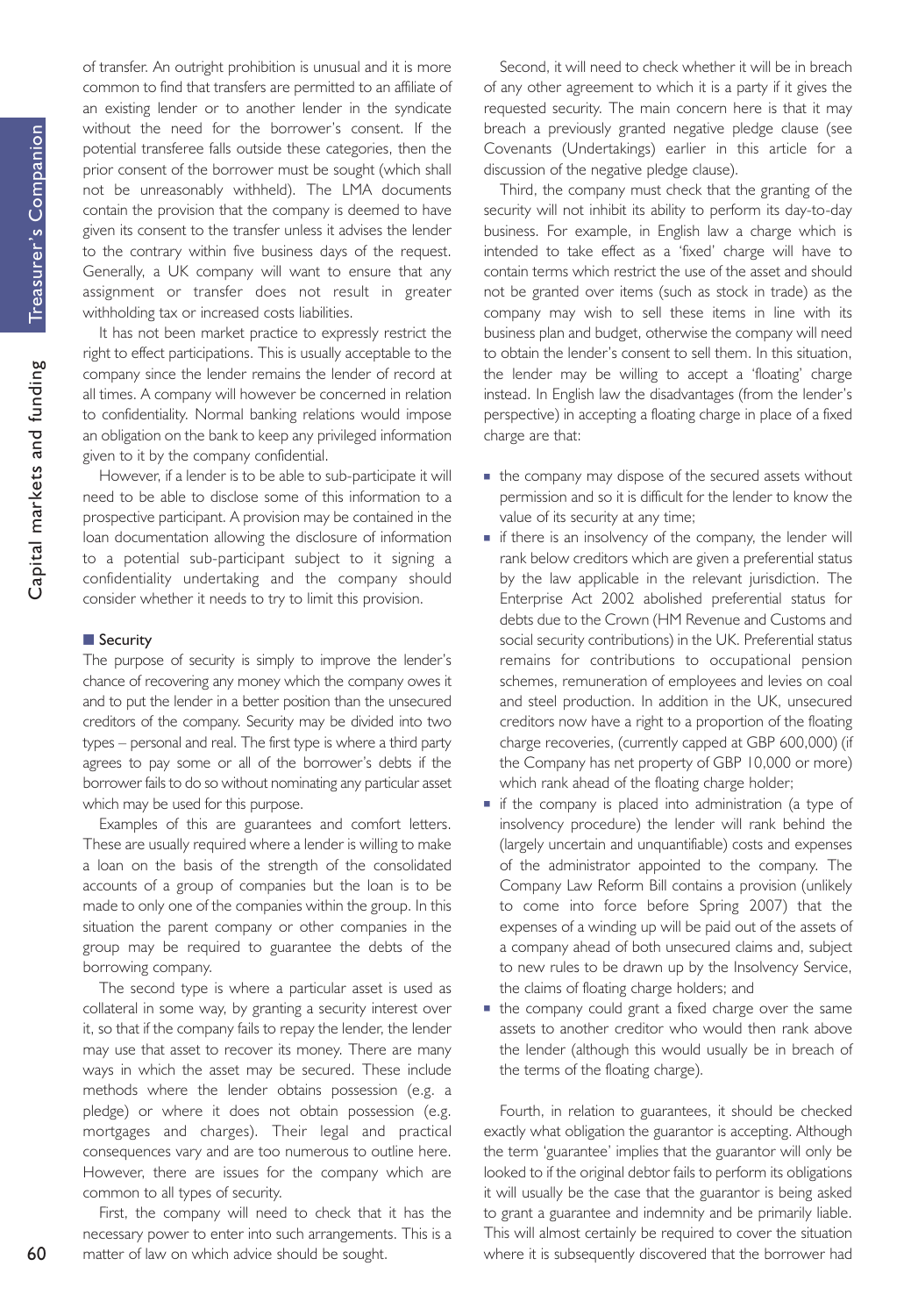of transfer. An outright prohibition is unusual and it is more common to find that transfers are permitted to an affiliate of an existing lender or to another lender in the syndicate without the need for the borrower's consent. If the potential transferee falls outside these categories, then the prior consent of the borrower must be sought (which shall not be unreasonably withheld). The LMA documents contain the provision that the company is deemed to have given its consent to the transfer unless it advises the lender to the contrary within five business days of the request. Generally, a UK company will want to ensure that any assignment or transfer does not result in greater withholding tax or increased costs liabilities.

It has not been market practice to expressly restrict the right to effect participations. This is usually acceptable to the company since the lender remains the lender of record at all times. A company will however be concerned in relation to confidentiality. Normal banking relations would impose an obligation on the bank to keep any privileged information given to it by the company confidential.

However, if a lender is to be able to sub-participate it will need to be able to disclose some of this information to a prospective participant. A provision may be contained in the loan documentation allowing the disclosure of information to a potential sub-participant subject to it signing a confidentiality undertaking and the company should consider whether it needs to try to limit this provision.

## Security

The purpose of security is simply to improve the lender's chance of recovering any money which the company owes it and to put the lender in a better position than the unsecured creditors of the company. Security may be divided into two types – personal and real. The first type is where a third party agrees to pay some or all of the borrower's debts if the borrower fails to do so without nominating any particular asset which may be used for this purpose.

Examples of this are guarantees and comfort letters. These are usually required where a lender is willing to make a loan on the basis of the strength of the consolidated accounts of a group of companies but the loan is to be made to only one of the companies within the group. In this situation the parent company or other companies in the group may be required to guarantee the debts of the borrowing company.

The second type is where a particular asset is used as collateral in some way, by granting a security interest over it, so that if the company fails to repay the lender, the lender may use that asset to recover its money. There are many ways in which the asset may be secured. These include methods where the lender obtains possession (e.g. a pledge) or where it does not obtain possession (e.g. mortgages and charges). Their legal and practical consequences vary and are too numerous to outline here. However, there are issues for the company which are common to all types of security.

First, the company will need to check that it has the necessary power to enter into such arrangements. This is a matter of law on which advice should be sought.

Second, it will need to check whether it will be in breach of any other agreement to which it is a party if it gives the requested security. The main concern here is that it may breach a previously granted negative pledge clause (see Covenants (Undertakings) earlier in this article for a discussion of the negative pledge clause).

Third, the company must check that the granting of the security will not inhibit its ability to perform its day-to-day business. For example, in English law a charge which is intended to take effect as a 'fixed' charge will have to contain terms which restrict the use of the asset and should not be granted over items (such as stock in trade) as the company may wish to sell these items in line with its business plan and budget, otherwise the company will need to obtain the lender's consent to sell them. In this situation, the lender may be willing to accept a 'floating' charge instead. In English law the disadvantages (from the lender's perspective) in accepting a floating charge in place of a fixed charge are that:

- the company may dispose of the secured assets without permission and so it is difficult for the lender to know the value of its security at any time;
- if there is an insolvency of the company, the lender will rank below creditors which are given a preferential status by the law applicable in the relevant jurisdiction. The Enterprise Act 2002 abolished preferential status for debts due to the Crown (HM Revenue and Customs and social security contributions) in the UK. Preferential status remains for contributions to occupational pension schemes, remuneration of employees and levies on coal and steel production. In addition in the UK, unsecured creditors now have a right to a proportion of the floating charge recoveries, (currently capped at GBP 600,000) (if the Company has net property of GBP 10,000 or more) which rank ahead of the floating charge holder;
- if the company is placed into administration (a type of insolvency procedure) the lender will rank behind the (largely uncertain and unquantifiable) costs and expenses of the administrator appointed to the company. The Company Law Reform Bill contains a provision (unlikely to come into force before Spring 2007) that the expenses of a winding up will be paid out of the assets of a company ahead of both unsecured claims and, subject to new rules to be drawn up by the Insolvency Service, the claims of floating charge holders; and
- the company could grant a fixed charge over the same assets to another creditor who would then rank above the lender (although this would usually be in breach of the terms of the floating charge).

Fourth, in relation to guarantees, it should be checked exactly what obligation the guarantor is accepting. Although the term 'guarantee' implies that the guarantor will only be looked to if the original debtor fails to perform its obligations it will usually be the case that the guarantor is being asked to grant a guarantee and indemnity and be primarily liable. This will almost certainly be required to cover the situation where it is subsequently discovered that the borrower had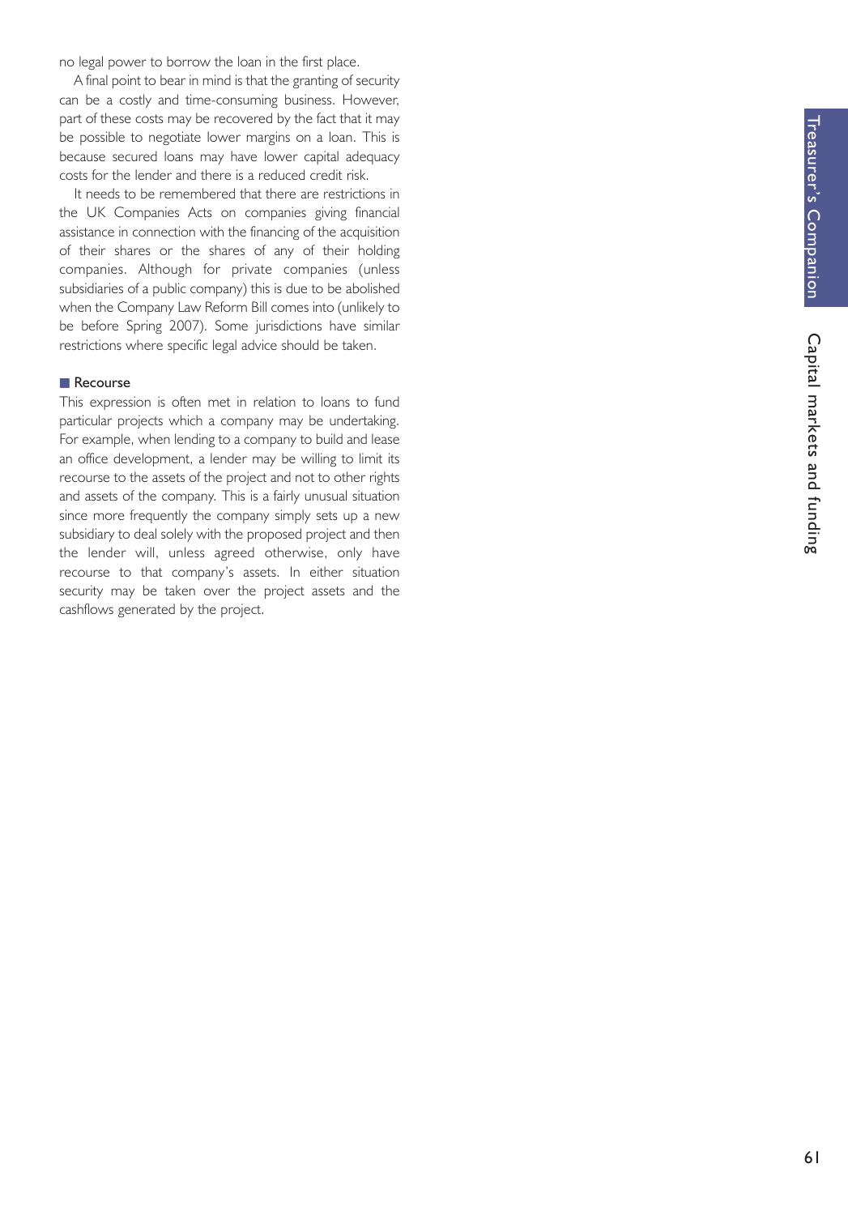no legal power to borrow the loan in the first place.

A final point to bear in mind is that the granting of security can be a costly and time-consuming business. However, part of these costs may be recovered by the fact that it may be possible to negotiate lower margins on a loan. This is because secured loans may have lower capital adequacy costs for the lender and there is a reduced credit risk.

It needs to be remembered that there are restrictions in the UK Companies Acts on companies giving financial assistance in connection with the financing of the acquisition of their shares or the shares of any of their holding companies. Although for private companies (unless subsidiaries of a public company) this is due to be abolished when the Company Law Reform Bill comes into (unlikely to be before Spring 2007). Some jurisdictions have similar restrictions where specific legal advice should be taken.

### Recourse

This expression is often met in relation to loans to fund particular projects which a company may be undertaking. For example, when lending to a company to build and lease an office development, a lender may be willing to limit its recourse to the assets of the project and not to other rights and assets of the company. This is a fairly unusual situation since more frequently the company simply sets up a new subsidiary to deal solely with the proposed project and then the lender will, unless agreed otherwise, only have recourse to that company's assets. In either situation security may be taken over the project assets and the cashflows generated by the project.